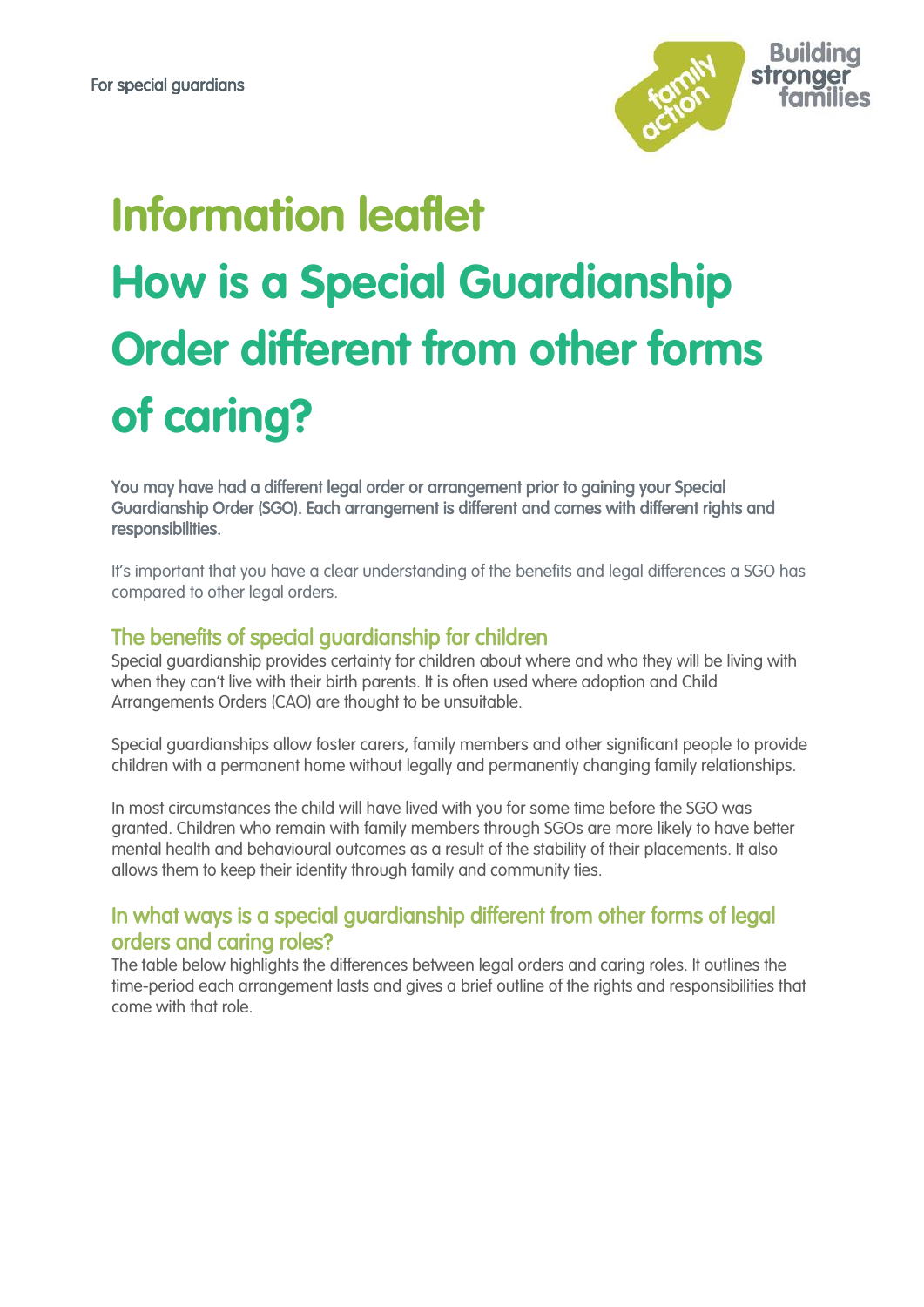For special guardians

# Information leaflet
# How is a Special Guardianship Order different from other forms of caring?

**You may have had a different legal order or arrangement prior to gaining your Special Guardianship Order (SGO). Each arrangement is different and comes with different rights and responsibilities.**

It's important that you have a clear understanding of the benefits and legal differences a SGO has compared to other legal orders.

## The benefits of special guardianship for children

Special guardianship provides certainty for children about where and who they will be living with when they can't live with their birth parents. It is often used where adoption and Child Arrangements Orders (CAO) are thought to be unsuitable.

Special guardianships allow foster carers, family members and other significant people to provide children with a permanent home without legally and permanently changing family relationships.

In most circumstances the child will have lived with you for some time before the SGO was granted. Children who remain with family members through SGOs are more likely to have better mental health and behavioural outcomes as a result of the stability of their placements. It also allows them to keep their identity through family and community ties.

## In what ways is a special guardianship different from other forms of legal orders and caring roles?

The table below highlights the differences between legal orders and caring roles. It outlines the time-period each arrangement lasts and gives a brief outline of the rights and responsibilities that come with that role.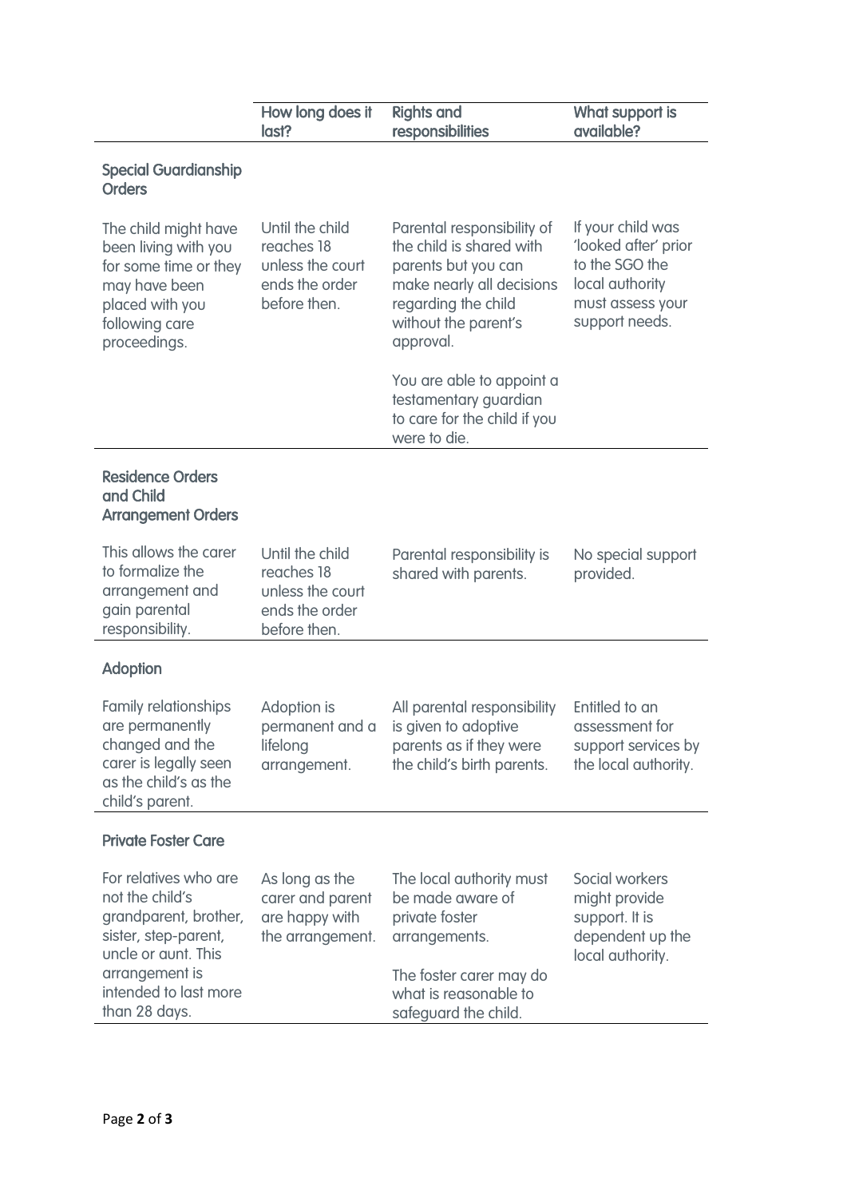| | How long does it last? | Rights and responsibilities | What support is available? |
|---|---|---|---|
| **Special Guardianship Orders** | | | |
| The child might have been living with you for some time or they may have been placed with you following care proceedings. | Until the child reaches 18 unless the court ends the order before then. | Parental responsibility of the child is shared with parents but you can make nearly all decisions regarding the child without the parent's approval.<br><br>You are able to appoint a testamentary guardian to care for the child if you were to die. | If your child was 'looked after' prior to the SGO the local authority must assess your support needs. |
| **Residence Orders and Child Arrangement Orders** | | | |
| This allows the carer to formalize the arrangement and gain parental responsibility. | Until the child reaches 18 unless the court ends the order before then. | Parental responsibility is shared with parents. | No special support provided. |
| **Adoption** | | | |
| Family relationships are permanently changed and the carer is legally seen as the child's as the child's parent. | Adoption is permanent and a lifelong arrangement. | All parental responsibility is given to adoptive parents as if they were the child's birth parents. | Entitled to an assessment for support services by the local authority. |
| **Private Foster Care** | | | |
| For relatives who are not the child's grandparent, brother, sister, step-parent, uncle or aunt. This arrangement is intended to last more than 28 days. | As long as the carer and parent are happy with the arrangement. | The local authority must be made aware of private foster arrangements.<br><br>The foster carer may do what is reasonable to safeguard the child. | Social workers might provide support. It is dependent up the local authority. |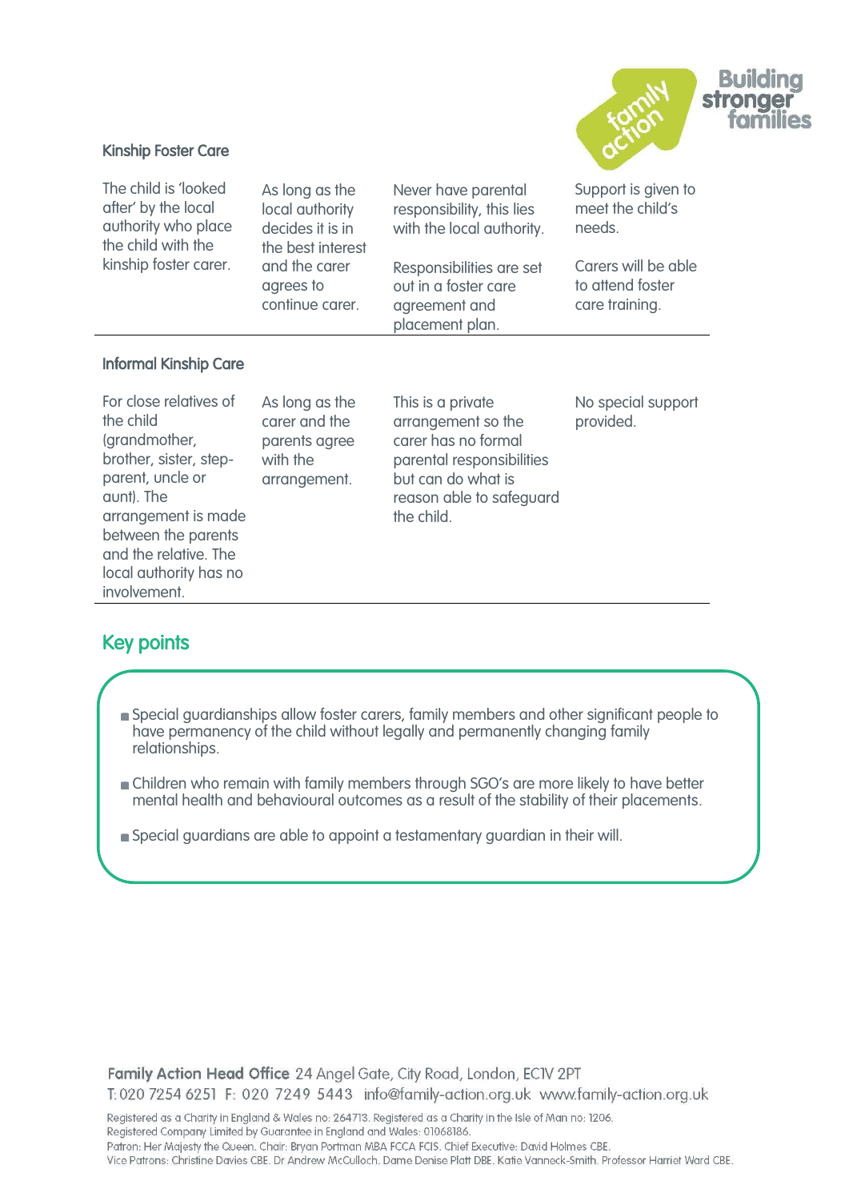### Kinship Foster Care

| | | | |
|---|---|---|---|
| The child is 'looked after' by the local authority who place the child with the kinship foster carer. | As long as the local authority decides it is in the best interest and the carer agrees to continue carer. | Never have parental responsibility, this lies with the local authority.<br><br>Responsibilities are set out in a foster care agreement and placement plan. | Support is given to meet the child's needs.<br><br>Carers will be able to attend foster care training. |

### Informal Kinship Care

| | | | |
|---|---|---|---|
| For close relatives of the child (grandmother, brother, sister, step-parent, uncle or aunt). The arrangement is made between the parents and the relative. The local authority has no involvement. | As long as the carer and the parents agree with the arrangement. | This is a private arrangement so the carer has no formal parental responsibilities but can do what is reason able to safeguard the child. | No special support provided. |

## Key points

- Special guardianships allow foster carers, family members and other significant people to have permanency of the child without legally and permanently changing family relationships.
- Children who remain with family members through SGO's are more likely to have better mental health and behavioural outcomes as a result of the stability of their placements.
- Special guardians are able to appoint a testamentary guardian in their will.

**Family Action Head Office** 24 Angel Gate, City Road, London, EC1V 2PT
T: 020 7254 6251 F: 020 7249 5443 info@family-action.org.uk www.family-action.org.uk

Registered as a Charity in England & Wales no: 264713. Registered as a Charity in the Isle of Man no: 1206.
Registered Company Limited by Guarantee in England and Wales: 01068186.
Patron: Her Majesty the Queen. Chair: Bryan Portman MBA FCCA FCIS. Chief Executive: David Holmes CBE.
Vice Patrons: Christine Davies CBE. Dr Andrew McCulloch. Dame Denise Platt DBE. Katie Vanneck-Smith. Professor Harriet Ward CBE.